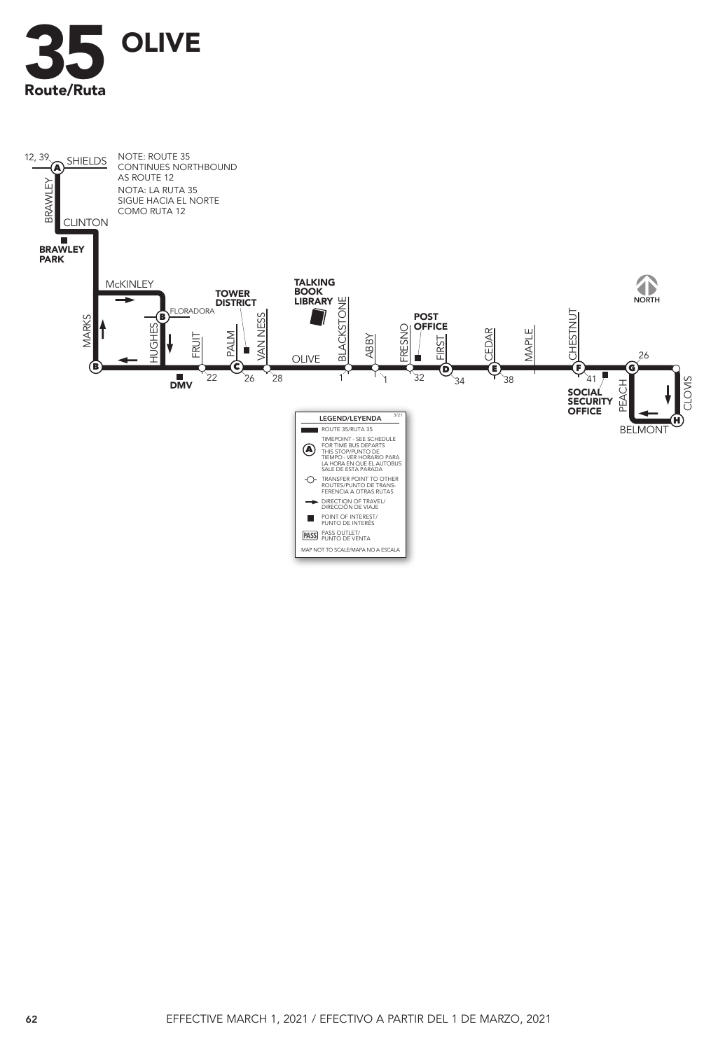# 35 OLIVE

Route/Ruta

NOTE: ROUTE 35 CONTINUES NORTHBOUND AS ROUTE 12

NOTA: LA RUTA 35 SIGUE HACIA EL NORTE COMO RUTA 12

12, 39 SHIELDS (A)

BRAWLEY

CLINTON

**BRAWLEY PARK**

McKINLEY

MARKS

(B) FLORADORA

HUGHES

(B)

**DMV**

FRUIT 22

PALM

(C) 26

**TOWER DISTRICT**

VAN NESS 28

OLIVE

**TALKING BOOK LIBRARY**

BLACKSTONE 1

ABBY 1

FRESNO 32

**POST OFFICE**

FIRST

(D) 34

CEDAR

(E) 38

MAPLE

CHESTNUT

(F) 41

**SOCIAL SECURITY OFFICE**

(G) 26

PEACH

CLOVIS

(H)

BELMONT

NORTH

| LEGEND/LEYENDA |
|---|
| ROUTE 35/RUTA 35 |
| (A) TIMEPOINT - SEE SCHEDULE FOR TIME BUS DEPARTS THIS STOP/PUNTO DE TIEMPO - VER HORARIO PARA LA HORA EN QUE EL AUTOBUS SALE DE ESTA PARADA |
| TRANSFER POINT TO OTHER ROUTES/PUNTO DE TRANSFERENCIA A OTRAS RUTAS |
| DIRECTION OF TRAVEL/ DIRECCIÓN DE VIAJE |
| POINT OF INTEREST/ PUNTO DE INTERÉS |
| PASS OUTLET/ PUNTO DE VENTA |
| MAP NOT TO SCALE/MAPA NO A ESCALA |

3/21

EFFECTIVE MARCH 1, 2021 / EFECTIVO A PARTIR DEL 1 DE MARZO, 2021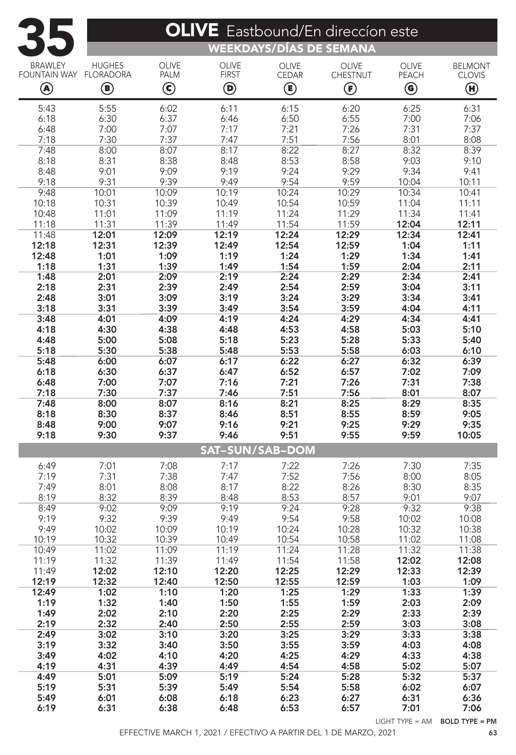# 35 OLIVE Eastbound/En direccíon este

## WEEKDAYS/DÍAS DE SEMANA

| BRAWLEY FOUNTAIN WAY (A) | HUGHES FLORADORA (B) | OLIVE PALM (C) | OLIVE FIRST (D) | OLIVE CEDAR (E) | OLIVE CHESTNUT (F) | OLIVE PEACH (G) | BELMONT CLOVIS (H) |
|---|---|---|---|---|---|---|---|
| 5:43 | 5:55 | 6:02 | 6:11 | 6:15 | 6:20 | 6:25 | 6:31 |
| 6:18 | 6:30 | 6:37 | 6:46 | 6:50 | 6:55 | 7:00 | 7:06 |
| 6:48 | 7:00 | 7:07 | 7:17 | 7:21 | 7:26 | 7:31 | 7:37 |
| 7:18 | 7:30 | 7:37 | 7:47 | 7:51 | 7:56 | 8:01 | 8:08 |
| 7:48 | 8:00 | 8:07 | 8:17 | 8:22 | 8:27 | 8:32 | 8:39 |
| 8:18 | 8:31 | 8:38 | 8:48 | 8:53 | 8:58 | 9:03 | 9:10 |
| 8:48 | 9:01 | 9:09 | 9:19 | 9:24 | 9:29 | 9:34 | 9:41 |
| 9:18 | 9:31 | 9:39 | 9:49 | 9:54 | 9:59 | 10:04 | 10:11 |
| 9:48 | 10:01 | 10:09 | 10:19 | 10:24 | 10:29 | 10:34 | 10:41 |
| 10:18 | 10:31 | 10:39 | 10:49 | 10:54 | 10:59 | 11:04 | 11:11 |
| 10:48 | 11:01 | 11:09 | 11:19 | 11:24 | 11:29 | 11:34 | 11:41 |
| 11:18 | 11:31 | 11:39 | 11:49 | 11:54 | 11:59 | **12:04** | **12:11** |
| 11:48 | **12:01** | **12:09** | **12:19** | **12:24** | **12:29** | **12:34** | **12:41** |
| **12:18** | **12:31** | **12:39** | **12:49** | **12:54** | **12:59** | **1:04** | **1:11** |
| **12:48** | **1:01** | **1:09** | **1:19** | **1:24** | **1:29** | **1:34** | **1:41** |
| **1:18** | **1:31** | **1:39** | **1:49** | **1:54** | **1:59** | **2:04** | **2:11** |
| **1:48** | **2:01** | **2:09** | **2:19** | **2:24** | **2:29** | **2:34** | **2:41** |
| **2:18** | **2:31** | **2:39** | **2:49** | **2:54** | **2:59** | **3:04** | **3:11** |
| **2:48** | **3:01** | **3:09** | **3:19** | **3:24** | **3:29** | **3:34** | **3:41** |
| **3:18** | **3:31** | **3:39** | **3:49** | **3:54** | **3:59** | **4:04** | **4:11** |
| **3:48** | **4:01** | **4:09** | **4:19** | **4:24** | **4:29** | **4:34** | **4:41** |
| **4:18** | **4:30** | **4:38** | **4:48** | **4:53** | **4:58** | **5:03** | **5:10** |
| **4:48** | **5:00** | **5:08** | **5:18** | **5:23** | **5:28** | **5:33** | **5:40** |
| **5:18** | **5:30** | **5:38** | **5:48** | **5:53** | **5:58** | **6:03** | **6:10** |
| **5:48** | **6:00** | **6:07** | **6:17** | **6:22** | **6:27** | **6:32** | **6:39** |
| **6:18** | **6:30** | **6:37** | **6:47** | **6:52** | **6:57** | **7:02** | **7:09** |
| **6:48** | **7:00** | **7:07** | **7:16** | **7:21** | **7:26** | **7:31** | **7:38** |
| **7:18** | **7:30** | **7:37** | **7:46** | **7:51** | **7:56** | **8:01** | **8:07** |
| **7:48** | **8:00** | **8:07** | **8:16** | **8:21** | **8:25** | **8:29** | **8:35** |
| **8:18** | **8:30** | **8:37** | **8:46** | **8:51** | **8:55** | **8:59** | **9:05** |
| **8:48** | **9:00** | **9:07** | **9:16** | **9:21** | **9:25** | **9:29** | **9:35** |
| **9:18** | **9:30** | **9:37** | **9:46** | **9:51** | **9:55** | **9:59** | **10:05** |

## SAT–SUN/SAB–DOM

| BRAWLEY FOUNTAIN WAY (A) | HUGHES FLORADORA (B) | OLIVE PALM (C) | OLIVE FIRST (D) | OLIVE CEDAR (E) | OLIVE CHESTNUT (F) | OLIVE PEACH (G) | BELMONT CLOVIS (H) |
|---|---|---|---|---|---|---|---|
| 6:49 | 7:01 | 7:08 | 7:17 | 7:22 | 7:26 | 7:30 | 7:35 |
| 7:19 | 7:31 | 7:38 | 7:47 | 7:52 | 7:56 | 8:00 | 8:05 |
| 7:49 | 8:01 | 8:08 | 8:17 | 8:22 | 8:26 | 8:30 | 8:35 |
| 8:19 | 8:32 | 8:39 | 8:48 | 8:53 | 8:57 | 9:01 | 9:07 |
| 8:49 | 9:02 | 9:09 | 9:19 | 9:24 | 9:28 | 9:32 | 9:38 |
| 9:19 | 9:32 | 9:39 | 9:49 | 9:54 | 9:58 | 10:02 | 10:08 |
| 9:49 | 10:02 | 10:09 | 10:19 | 10:24 | 10:28 | 10:32 | 10:38 |
| 10:19 | 10:32 | 10:39 | 10:49 | 10:54 | 10:58 | 11:02 | 11:08 |
| 10:49 | 11:02 | 11:09 | 11:19 | 11:24 | 11:28 | 11:32 | 11:38 |
| 11:19 | 11:32 | 11:39 | 11:49 | 11:54 | 11:58 | **12:02** | **12:08** |
| 11:49 | **12:02** | **12:10** | **12:20** | **12:25** | **12:29** | **12:33** | **12:39** |
| **12:19** | **12:32** | **12:40** | **12:50** | **12:55** | **12:59** | **1:03** | **1:09** |
| **12:49** | **1:02** | **1:10** | **1:20** | **1:25** | **1:29** | **1:33** | **1:39** |
| **1:19** | **1:32** | **1:40** | **1:50** | **1:55** | **1:59** | **2:03** | **2:09** |
| **1:49** | **2:02** | **2:10** | **2:20** | **2:25** | **2:29** | **2:33** | **2:39** |
| **2:19** | **2:32** | **2:40** | **2:50** | **2:55** | **2:59** | **3:03** | **3:08** |
| **2:49** | **3:02** | **3:10** | **3:20** | **3:25** | **3:29** | **3:33** | **3:38** |
| **3:19** | **3:32** | **3:40** | **3:50** | **3:55** | **3:59** | **4:03** | **4:08** |
| **3:49** | **4:02** | **4:10** | **4:20** | **4:25** | **4:29** | **4:33** | **4:38** |
| **4:19** | **4:31** | **4:39** | **4:49** | **4:54** | **4:58** | **5:02** | **5:07** |
| **4:49** | **5:01** | **5:09** | **5:19** | **5:24** | **5:28** | **5:32** | **5:37** |
| **5:19** | **5:31** | **5:39** | **5:49** | **5:54** | **5:58** | **6:02** | **6:07** |
| **5:49** | **6:01** | **6:08** | **6:18** | **6:23** | **6:27** | **6:31** | **6:36** |
| **6:19** | **6:31** | **6:38** | **6:48** | **6:53** | **6:57** | **7:01** | **7:06** |

LIGHT TYPE = AM **BOLD TYPE = PM**

EFFECTIVE MARCH 1, 2021 / EFECTIVO A PARTIR DEL 1 DE MARZO, 2021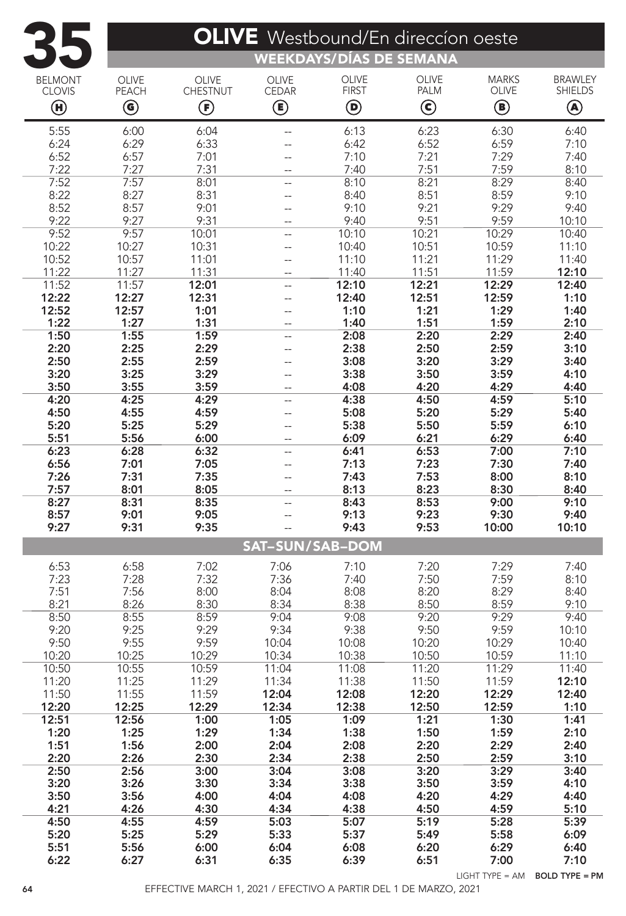# 35 OLIVE Westbound/En direccíon oeste

## WEEKDAYS/DÍAS DE SEMANA

| BELMONT CLOVIS (H) | OLIVE PEACH (G) | OLIVE CHESTNUT (F) | OLIVE CEDAR (E) | OLIVE FIRST (D) | OLIVE PALM (C) | MARKS OLIVE (B) | BRAWLEY SHIELDS (A) |
|---|---|---|---|---|---|---|---|
| 5:55 | 6:00 | 6:04 | -- | 6:13 | 6:23 | 6:30 | 6:40 |
| 6:24 | 6:29 | 6:33 | -- | 6:42 | 6:52 | 6:59 | 7:10 |
| 6:52 | 6:57 | 7:01 | -- | 7:10 | 7:21 | 7:29 | 7:40 |
| 7:22 | 7:27 | 7:31 | -- | 7:40 | 7:51 | 7:59 | 8:10 |
| 7:52 | 7:57 | 8:01 | -- | 8:10 | 8:21 | 8:29 | 8:40 |
| 8:22 | 8:27 | 8:31 | -- | 8:40 | 8:51 | 8:59 | 9:10 |
| 8:52 | 8:57 | 9:01 | -- | 9:10 | 9:21 | 9:29 | 9:40 |
| 9:22 | 9:27 | 9:31 | -- | 9:40 | 9:51 | 9:59 | 10:10 |
| 9:52 | 9:57 | 10:01 | -- | 10:10 | 10:21 | 10:29 | 10:40 |
| 10:22 | 10:27 | 10:31 | -- | 10:40 | 10:51 | 10:59 | 11:10 |
| 10:52 | 10:57 | 11:01 | -- | 11:10 | 11:21 | 11:29 | 11:40 |
| 11:22 | 11:27 | 11:31 | -- | 11:40 | 11:51 | 11:59 | **12:10** |
| 11:52 | 11:57 | **12:01** | -- | **12:10** | **12:21** | **12:29** | **12:40** |
| **12:22** | **12:27** | **12:31** | -- | **12:40** | **12:51** | **12:59** | **1:10** |
| **12:52** | **12:57** | **1:01** | -- | **1:10** | **1:21** | **1:29** | **1:40** |
| **1:22** | **1:27** | **1:31** | -- | **1:40** | **1:51** | **1:59** | **2:10** |
| **1:50** | **1:55** | **1:59** | -- | **2:08** | **2:20** | **2:29** | **2:40** |
| **2:20** | **2:25** | **2:29** | -- | **2:38** | **2:50** | **2:59** | **3:10** |
| **2:50** | **2:55** | **2:59** | -- | **3:08** | **3:20** | **3:29** | **3:40** |
| **3:20** | **3:25** | **3:29** | -- | **3:38** | **3:50** | **3:59** | **4:10** |
| **3:50** | **3:55** | **3:59** | -- | **4:08** | **4:20** | **4:29** | **4:40** |
| **4:20** | **4:25** | **4:29** | -- | **4:38** | **4:50** | **4:59** | **5:10** |
| **4:50** | **4:55** | **4:59** | -- | **5:08** | **5:20** | **5:29** | **5:40** |
| **5:20** | **5:25** | **5:29** | -- | **5:38** | **5:50** | **5:59** | **6:10** |
| **5:51** | **5:56** | **6:00** | -- | **6:09** | **6:21** | **6:29** | **6:40** |
| **6:23** | **6:28** | **6:32** | -- | **6:41** | **6:53** | **7:00** | **7:10** |
| **6:56** | **7:01** | **7:05** | -- | **7:13** | **7:23** | **7:30** | **7:40** |
| **7:26** | **7:31** | **7:35** | -- | **7:43** | **7:53** | **8:00** | **8:10** |
| **7:57** | **8:01** | **8:05** | -- | **8:13** | **8:23** | **8:30** | **8:40** |
| **8:27** | **8:31** | **8:35** | -- | **8:43** | **8:53** | **9:00** | **9:10** |
| **8:57** | **9:01** | **9:05** | -- | **9:13** | **9:23** | **9:30** | **9:40** |
| **9:27** | **9:31** | **9:35** | -- | **9:43** | **9:53** | **10:00** | **10:10** |

## SAT–SUN/SAB–DOM

| BELMONT CLOVIS (H) | OLIVE PEACH (G) | OLIVE CHESTNUT (F) | OLIVE CEDAR (E) | OLIVE FIRST (D) | OLIVE PALM (C) | MARKS OLIVE (B) | BRAWLEY SHIELDS (A) |
|---|---|---|---|---|---|---|---|
| 6:53 | 6:58 | 7:02 | 7:06 | 7:10 | 7:20 | 7:29 | 7:40 |
| 7:23 | 7:28 | 7:32 | 7:36 | 7:40 | 7:50 | 7:59 | 8:10 |
| 7:51 | 7:56 | 8:00 | 8:04 | 8:08 | 8:20 | 8:29 | 8:40 |
| 8:21 | 8:26 | 8:30 | 8:34 | 8:38 | 8:50 | 8:59 | 9:10 |
| 8:50 | 8:55 | 8:59 | 9:04 | 9:08 | 9:20 | 9:29 | 9:40 |
| 9:20 | 9:25 | 9:29 | 9:34 | 9:38 | 9:50 | 9:59 | 10:10 |
| 9:50 | 9:55 | 9:59 | 10:04 | 10:08 | 10:20 | 10:29 | 10:40 |
| 10:20 | 10:25 | 10:29 | 10:34 | 10:38 | 10:50 | 10:59 | 11:10 |
| 10:50 | 10:55 | 10:59 | 11:04 | 11:08 | 11:20 | 11:29 | 11:40 |
| 11:20 | 11:25 | 11:29 | 11:34 | 11:38 | 11:50 | 11:59 | **12:10** |
| 11:50 | 11:55 | 11:59 | **12:04** | **12:08** | **12:20** | **12:29** | **12:40** |
| **12:20** | **12:25** | **12:29** | **12:34** | **12:38** | **12:50** | **12:59** | **1:10** |
| **12:51** | **12:56** | **1:00** | **1:05** | **1:09** | **1:21** | **1:30** | **1:41** |
| **1:20** | **1:25** | **1:29** | **1:34** | **1:38** | **1:50** | **1:59** | **2:10** |
| **1:51** | **1:56** | **2:00** | **2:04** | **2:08** | **2:20** | **2:29** | **2:40** |
| **2:20** | **2:26** | **2:30** | **2:34** | **2:38** | **2:50** | **2:59** | **3:10** |
| **2:50** | **2:56** | **3:00** | **3:04** | **3:08** | **3:20** | **3:29** | **3:40** |
| **3:20** | **3:26** | **3:30** | **3:34** | **3:38** | **3:50** | **3:59** | **4:10** |
| **3:50** | **3:56** | **4:00** | **4:04** | **4:08** | **4:20** | **4:29** | **4:40** |
| **4:21** | **4:26** | **4:30** | **4:34** | **4:38** | **4:50** | **4:59** | **5:10** |
| **4:50** | **4:55** | **4:59** | **5:03** | **5:07** | **5:19** | **5:28** | **5:39** |
| **5:20** | **5:25** | **5:29** | **5:33** | **5:37** | **5:49** | **5:58** | **6:09** |
| **5:51** | **5:56** | **6:00** | **6:04** | **6:08** | **6:20** | **6:29** | **6:40** |
| **6:22** | **6:27** | **6:31** | **6:35** | **6:39** | **6:51** | **7:00** | **7:10** |

LIGHT TYPE = AM **BOLD TYPE = PM**

EFFECTIVE MARCH 1, 2021 / EFECTIVO A PARTIR DEL 1 DE MARZO, 2021